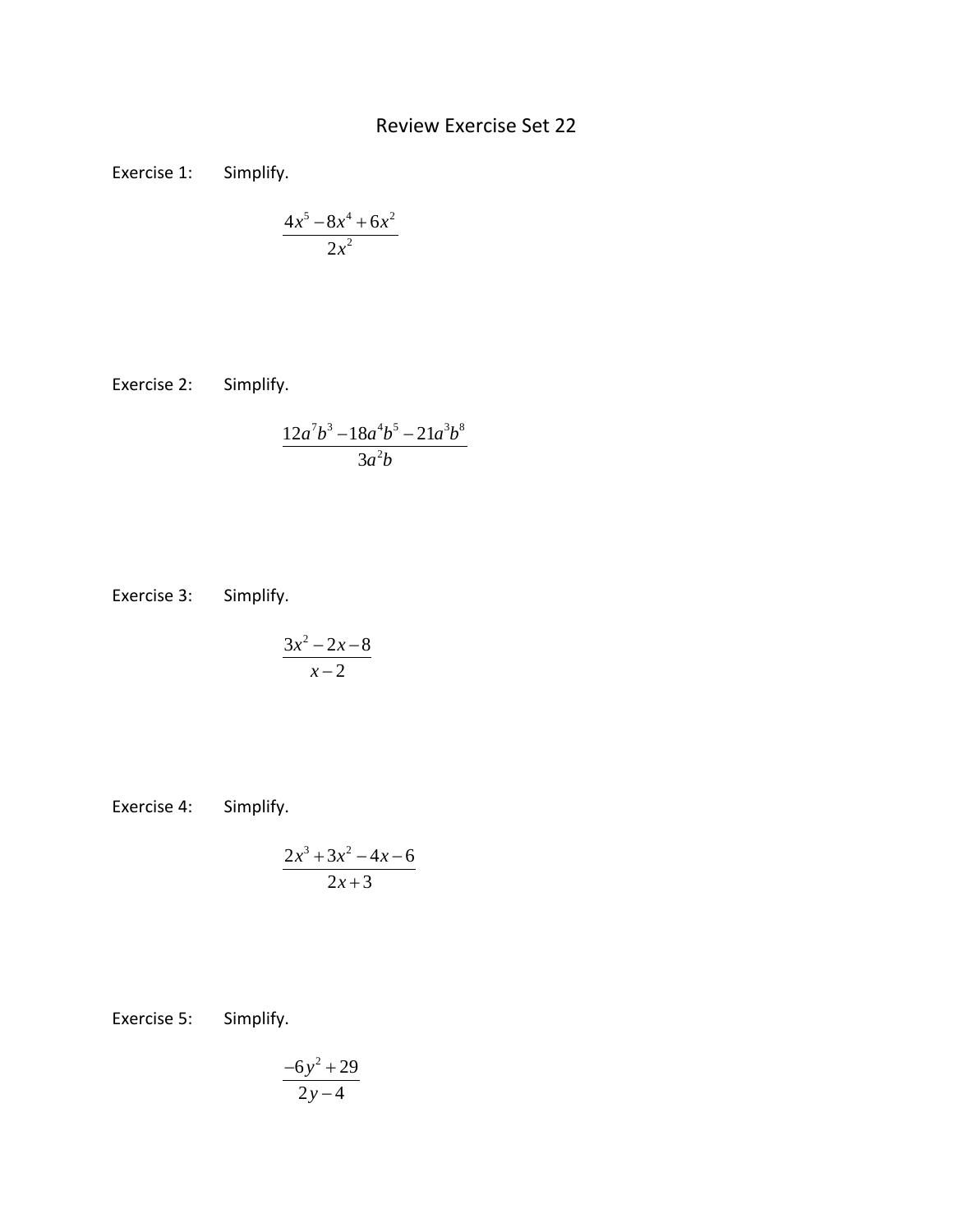# Review Exercise Set 22

Exercise 1: Simplify.

$$\frac{4x^5 - 8x^4 + 6x^2}{2x^2}$$

Exercise 2: Simplify.

$$\frac{12a^7b^3 - 18a^4b^5 - 21a^3b^8}{3a^2b}$$

Exercise 3: Simplify.

$$\frac{3x^2 - 2x - 8}{x - 2}$$

Exercise 4: Simplify.

$$\frac{2x^3 + 3x^2 - 4x - 6}{2x + 3}$$

Exercise 5: Simplify.

$$\frac{-6y^2 + 29}{2y - 4}$$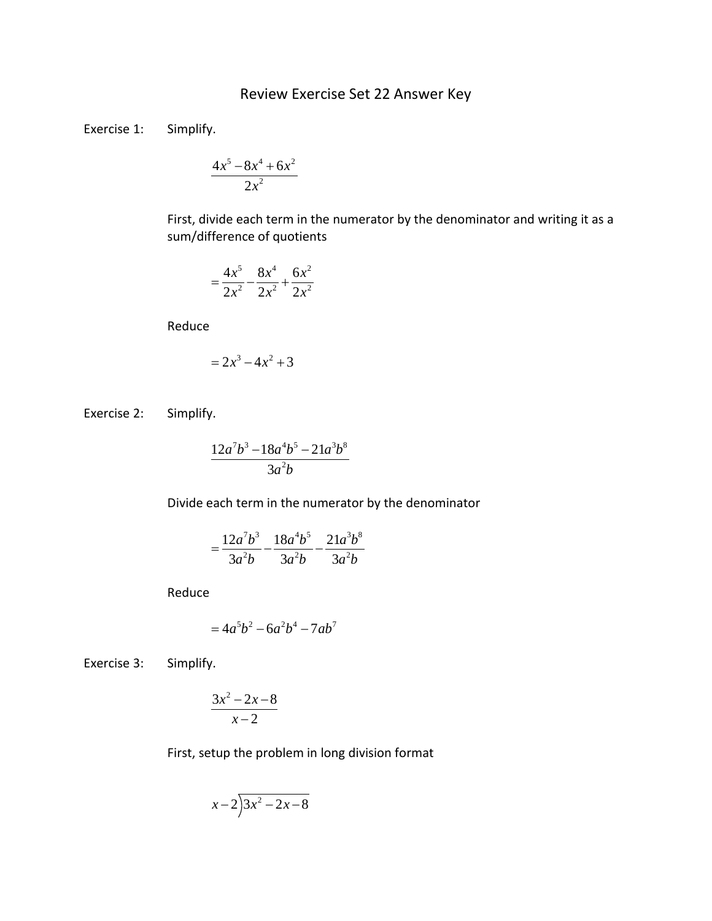# Review Exercise Set 22 Answer Key

Exercise 1: Simplify.

$$\frac{4x^5 - 8x^4 + 6x^2}{2x^2}$$

First, divide each term in the numerator by the denominator and writing it as a sum/difference of quotients

$$= \frac{4x^5}{2x^2} - \frac{8x^4}{2x^2} + \frac{6x^2}{2x^2}$$

Reduce

$$= 2x^3 - 4x^2 + 3$$

Exercise 2: Simplify.

$$\frac{12a^7b^3 - 18a^4b^5 - 21a^3b^8}{3a^2b}$$

Divide each term in the numerator by the denominator

$$= \frac{12a^7b^3}{3a^2b} - \frac{18a^4b^5}{3a^2b} - \frac{21a^3b^8}{3a^2b}$$

Reduce

$$= 4a^5b^2 - 6a^2b^4 - 7ab^7$$

Exercise 3: Simplify.

$$\frac{3x^2 - 2x - 8}{x - 2}$$

First, setup the problem in long division format

$$x - 2 \overline{\smash{)}\, 3x^2 - 2x - 8}$$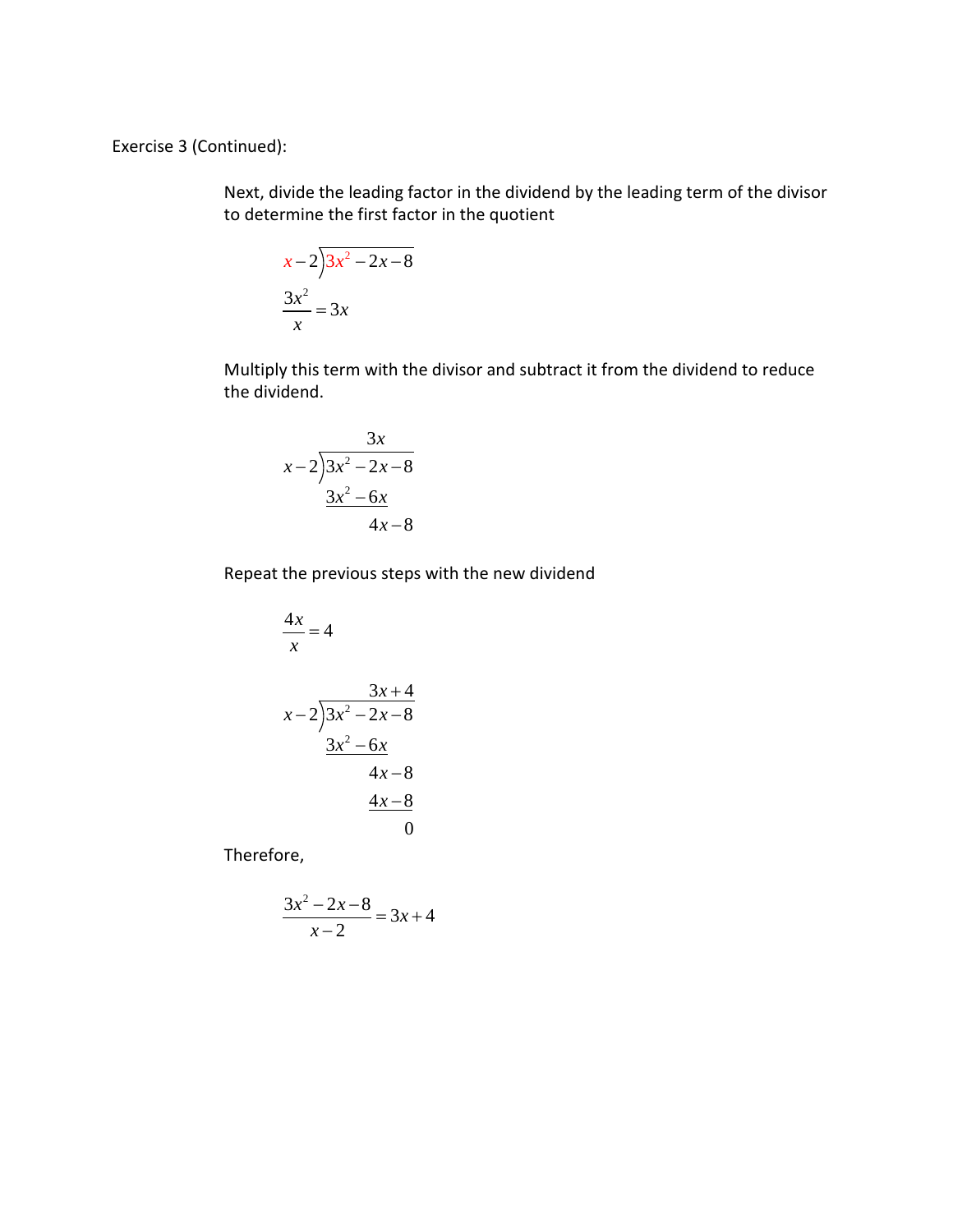Exercise 3 (Continued):

Next, divide the leading factor in the dividend by the leading term of the divisor to determine the first factor in the quotient

$$x-2\overline{)3x^2-2x-8}$$

$$\frac{3x^2}{x}=3x$$

Multiply this term with the divisor and subtract it from the dividend to reduce the dividend.

$$\begin{array}{r} 3x \phantom{-8} \\ x-2\overline{)3x^2-2x-8} \\ \underline{3x^2-6x} \phantom{-8} \\ 4x-8 \end{array}$$

Repeat the previous steps with the new dividend

$$\frac{4x}{x}=4$$

$$\begin{array}{r} 3x+4 \\ x-2\overline{)3x^2-2x-8} \\ \underline{3x^2-6x} \phantom{-8} \\ 4x-8 \\ \underline{4x-8} \\ 0 \end{array}$$

Therefore,

$$\frac{3x^2-2x-8}{x-2}=3x+4$$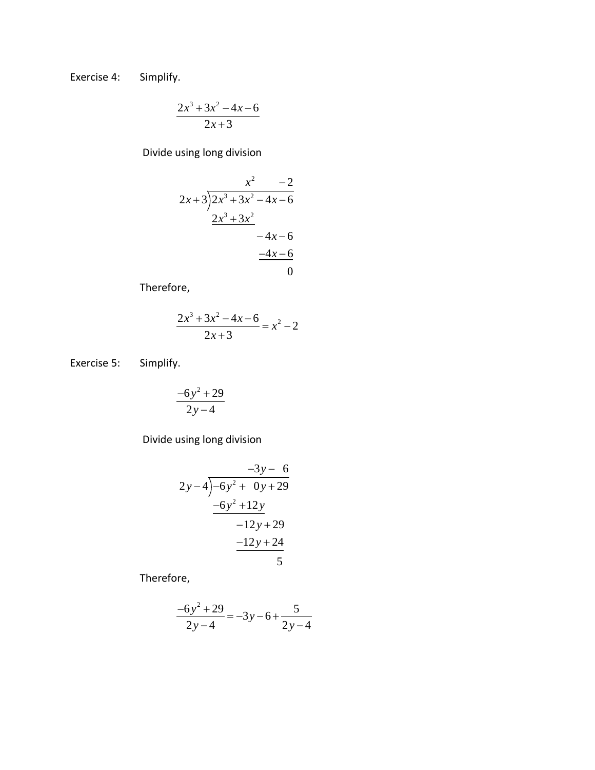Exercise 4: Simplify.

$$\frac{2x^3+3x^2-4x-6}{2x+3}$$

Divide using long division

$$
\begin{array}{r}
x^2 \qquad -2 \\
2x+3\overline{\big)\,2x^3+3x^2-4x-6} \\
\underline{2x^3+3x^2} \qquad\qquad \\
-4x-6 \\
\underline{-4x-6} \\
0
\end{array}
$$

Therefore,

$$\frac{2x^3+3x^2-4x-6}{2x+3}=x^2-2$$

Exercise 5: Simplify.

$$\frac{-6y^2+29}{2y-4}$$

Divide using long division

$$
\begin{array}{r}
-3y-\ \ 6 \\
2y-4\overline{\big)-6y^2+\ \ 0y+29} \\
\underline{-6y^2+12y} \qquad \\
-12y+29 \\
\underline{-12y+24} \\
5
\end{array}
$$

Therefore,

$$\frac{-6y^2+29}{2y-4}=-3y-6+\frac{5}{2y-4}$$